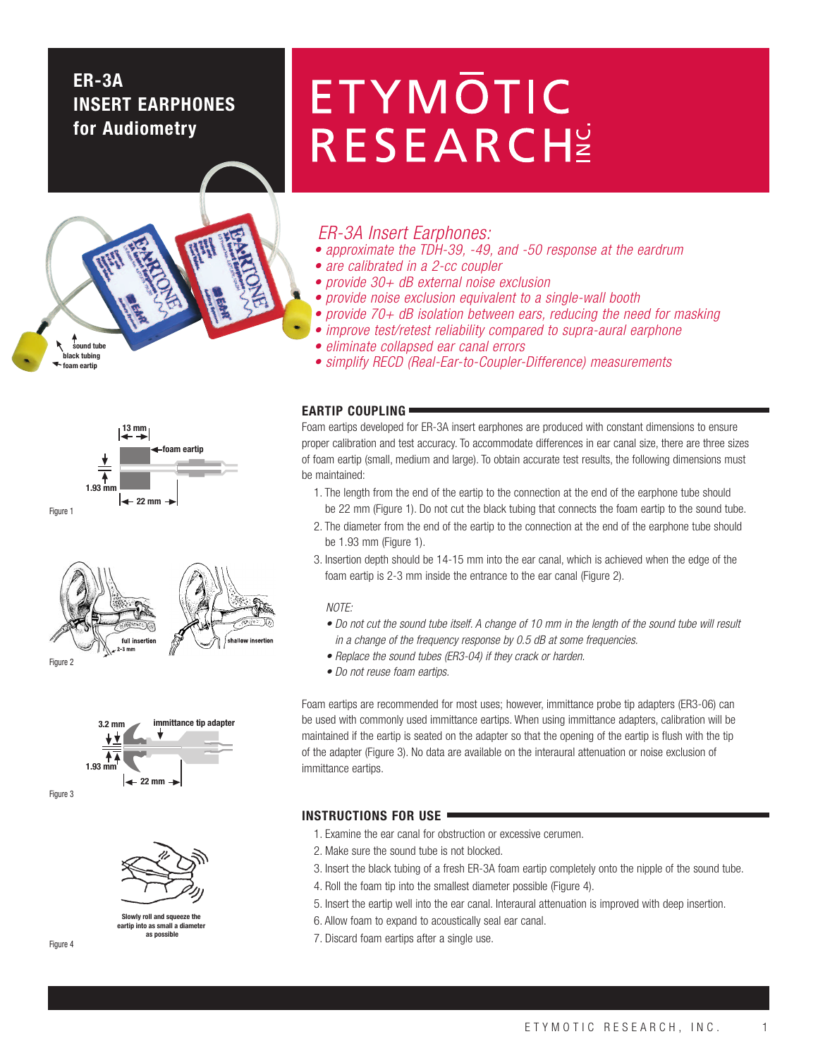# ER-3A INSERT EARPHONES for Audiometry

# ETYMŌTIC RESEARCH INC.

sound tube
black tubing
foam eartip

## *ER-3A Insert Earphones:*

- *approximate the TDH-39, -49, and -50 response at the eardrum*
- *are calibrated in a 2-cc coupler*
- *provide 30+ dB external noise exclusion*
- *provide noise exclusion equivalent to a single-wall booth*
- *provide 70+ dB isolation between ears, reducing the need for masking*
- *improve test/retest reliability compared to supra-aural earphone*
- *eliminate collapsed ear canal errors*
- *simplify RECD (Real-Ear-to-Coupler-Difference) measurements*

13 mm
foam eartip
1.93 mm
22 mm

Figure 1

full insertion
2-3 mm
shallow insertion

Figure 2

3.2 mm
immittance tip adapter
1.93 mm
22 mm

Figure 3

Slowly roll and squeeze the eartip into as small a diameter as possible

Figure 4

## EARTIP COUPLING

Foam eartips developed for ER-3A insert earphones are produced with constant dimensions to ensure proper calibration and test accuracy. To accommodate differences in ear canal size, there are three sizes of foam eartip (small, medium and large). To obtain accurate test results, the following dimensions must be maintained:

1. The length from the end of the eartip to the connection at the end of the earphone tube should be 22 mm (Figure 1). Do not cut the black tubing that connects the foam eartip to the sound tube.
2. The diameter from the end of the eartip to the connection at the end of the earphone tube should be 1.93 mm (Figure 1).
3. Insertion depth should be 14-15 mm into the ear canal, which is achieved when the edge of the foam eartip is 2-3 mm inside the entrance to the ear canal (Figure 2).

*NOTE:*

- *Do not cut the sound tube itself. A change of 10 mm in the length of the sound tube will result in a change of the frequency response by 0.5 dB at some frequencies.*
- *Replace the sound tubes (ER3-04) if they crack or harden.*
- *Do not reuse foam eartips.*

Foam eartips are recommended for most uses; however, immittance probe tip adapters (ER3-06) can be used with commonly used immittance eartips. When using immittance adapters, calibration will be maintained if the eartip is seated on the adapter so that the opening of the eartip is flush with the tip of the adapter (Figure 3). No data are available on the interaural attenuation or noise exclusion of immittance eartips.

## INSTRUCTIONS FOR USE

1. Examine the ear canal for obstruction or excessive cerumen.
2. Make sure the sound tube is not blocked.
3. Insert the black tubing of a fresh ER-3A foam eartip completely onto the nipple of the sound tube.
4. Roll the foam tip into the smallest diameter possible (Figure 4).
5. Insert the eartip well into the ear canal. Interaural attenuation is improved with deep insertion.
6. Allow foam to expand to acoustically seal ear canal.
7. Discard foam eartips after a single use.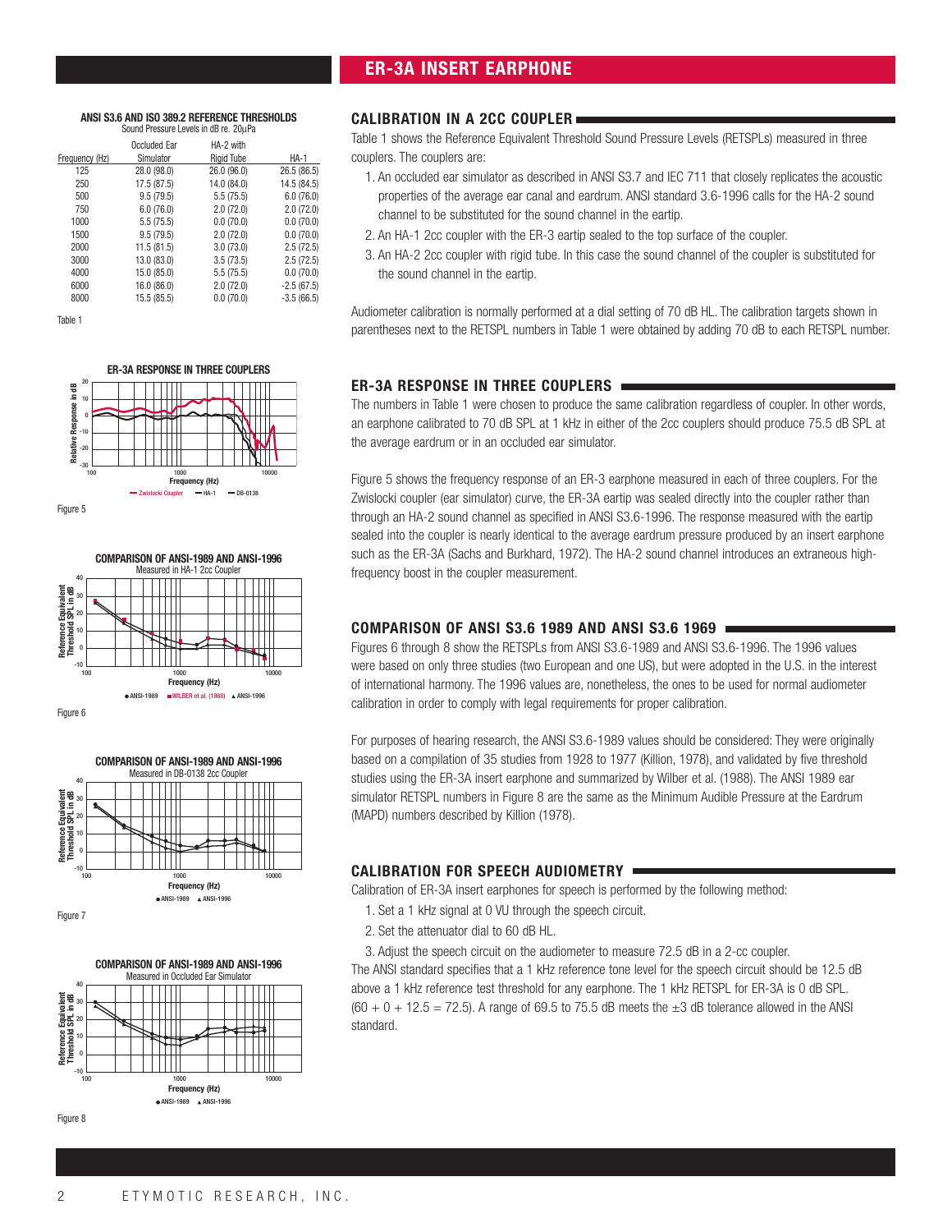## ER-3A INSERT EARPHONE

**ANSI S3.6 AND ISO 389.2 REFERENCE THRESHOLDS**
Sound Pressure Levels in dB re. 20µPa

| Frequency (Hz) | Occluded Ear Simulator | HA-2 with Rigid Tube | HA-1 |
|---|---|---|---|
| 125 | 28.0 (98.0) | 26.0 (96.0) | 26.5 (86.5) |
| 250 | 17.5 (87.5) | 14.0 (84.0) | 14.5 (84.5) |
| 500 | 9.5 (79.5) | 5.5 (75.5) | 6.0 (76.0) |
| 750 | 6.0 (76.0) | 2.0 (72.0) | 2.0 (72.0) |
| 1000 | 5.5 (75.5) | 0.0 (70.0) | 0.0 (70.0) |
| 1500 | 9.5 (79.5) | 2.0 (72.0) | 0.0 (70.0) |
| 2000 | 11.5 (81.5) | 3.0 (73.0) | 2.5 (72.5) |
| 3000 | 13.0 (83.0) | 3.5 (73.5) | 2.5 (72.5) |
| 4000 | 15.0 (85.0) | 5.5 (75.5) | 0.0 (70.0) |
| 6000 | 16.0 (86.0) | 2.0 (72.0) | -2.5 (67.5) |
| 8000 | 15.5 (85.5) | 0.0 (70.0) | -3.5 (66.5) |

Table 1

Figure 5

Figure 6

Figure 7

Figure 8

### CALIBRATION IN A 2CC COUPLER

Table 1 shows the Reference Equivalent Threshold Sound Pressure Levels (RETSPLs) measured in three couplers. The couplers are:

1. An occluded ear simulator as described in ANSI S3.7 and IEC 711 that closely replicates the acoustic properties of the average ear canal and eardrum. ANSI standard 3.6-1996 calls for the HA-2 sound channel to be substituted for the sound channel in the eartip.
2. An HA-1 2cc coupler with the ER-3 eartip sealed to the top surface of the coupler.
3. An HA-2 2cc coupler with rigid tube. In this case the sound channel of the coupler is substituted for the sound channel in the eartip.

Audiometer calibration is normally performed at a dial setting of 70 dB HL. The calibration targets shown in parentheses next to the RETSPL numbers in Table 1 were obtained by adding 70 dB to each RETSPL number.

### ER-3A RESPONSE IN THREE COUPLERS

The numbers in Table 1 were chosen to produce the same calibration regardless of coupler. In other words, an earphone calibrated to 70 dB SPL at 1 kHz in either of the 2cc couplers should produce 75.5 dB SPL at the average eardrum or in an occluded ear simulator.

Figure 5 shows the frequency response of an ER-3 earphone measured in each of three couplers. For the Zwislocki coupler (ear simulator) curve, the ER-3A eartip was sealed directly into the coupler rather than through an HA-2 sound channel as specified in ANSI S3.6-1996. The response measured with the eartip sealed into the coupler is nearly identical to the average eardrum pressure produced by an insert earphone such as the ER-3A (Sachs and Burkhard, 1972). The HA-2 sound channel introduces an extraneous high-frequency boost in the coupler measurement.

### COMPARISON OF ANSI S3.6 1989 AND ANSI S3.6 1969

Figures 6 through 8 show the RETSPLs from ANSI S3.6-1989 and ANSI S3.6-1996. The 1996 values were based on only three studies (two European and one US), but were adopted in the U.S. in the interest of international harmony. The 1996 values are, nonetheless, the ones to be used for normal audiometer calibration in order to comply with legal requirements for proper calibration.

For purposes of hearing research, the ANSI S3.6-1989 values should be considered: They were originally based on a compilation of 35 studies from 1928 to 1977 (Killion, 1978), and validated by five threshold studies using the ER-3A insert earphone and summarized by Wilber et al. (1988). The ANSI 1989 ear simulator RETSPL numbers in Figure 8 are the same as the Minimum Audible Pressure at the Eardrum (MAPD) numbers described by Killion (1978).

### CALIBRATION FOR SPEECH AUDIOMETRY

Calibration of ER-3A insert earphones for speech is performed by the following method:

1. Set a 1 kHz signal at 0 VU through the speech circuit.
2. Set the attenuator dial to 60 dB HL.
3. Adjust the speech circuit on the audiometer to measure 72.5 dB in a 2-cc coupler.

The ANSI standard specifies that a 1 kHz reference tone level for the speech circuit should be 12.5 dB above a 1 kHz reference test threshold for any earphone. The 1 kHz RETSPL for ER-3A is 0 dB SPL. $(60 + 0 + 12.5 = 72.5)$. A range of 69.5 to 75.5 dB meets the ±3 dB tolerance allowed in the ANSI standard.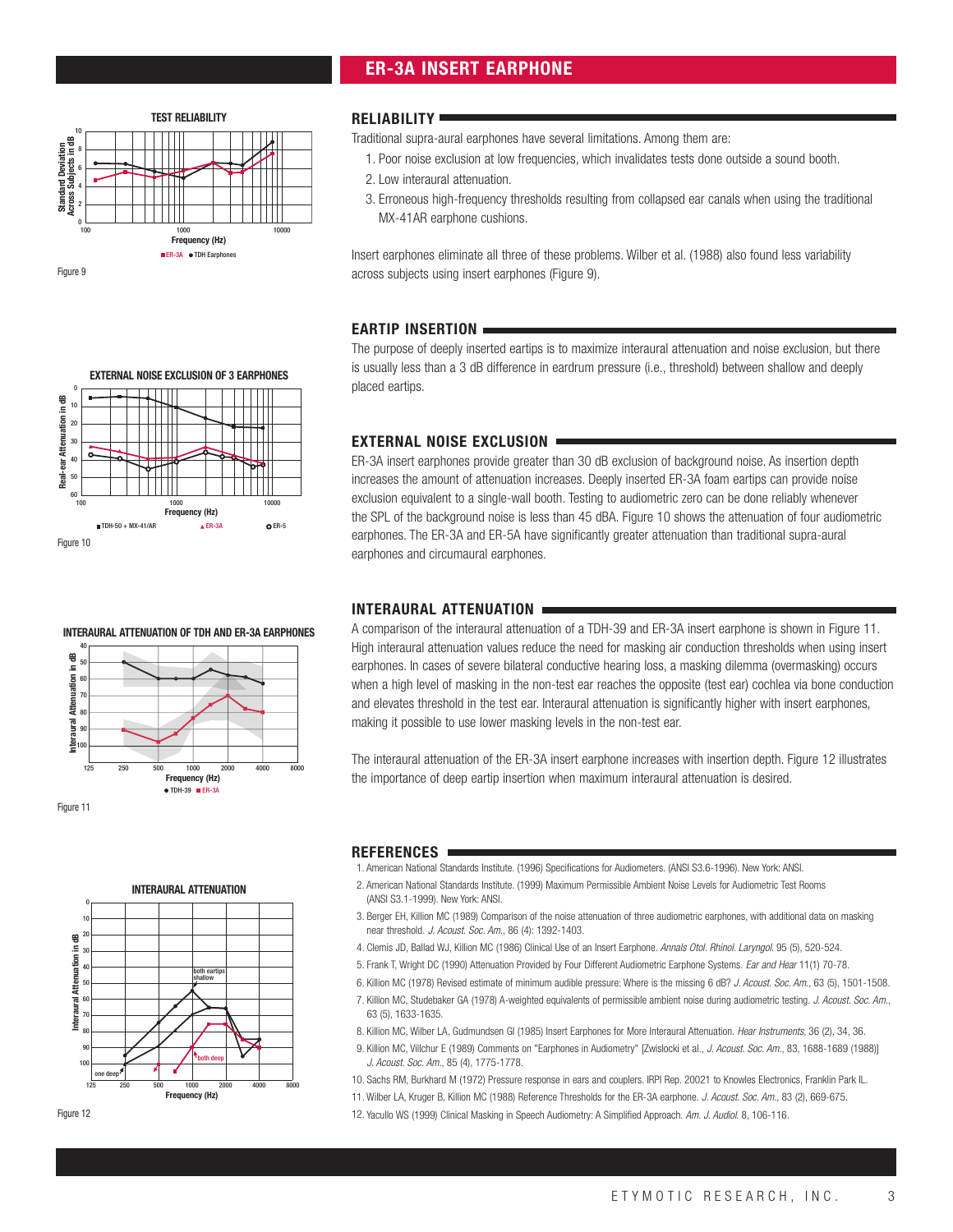## ER-3A INSERT EARPHONE

### RELIABILITY

Traditional supra-aural earphones have several limitations. Among them are:

1. Poor noise exclusion at low frequencies, which invalidates tests done outside a sound booth.
2. Low interaural attenuation.
3. Erroneous high-frequency thresholds resulting from collapsed ear canals when using the traditional MX-41AR earphone cushions.

Insert earphones eliminate all three of these problems. Wilber et al. (1988) also found less variability across subjects using insert earphones (Figure 9).

Figure 9

### EARTIP INSERTION

The purpose of deeply inserted eartips is to maximize interaural attenuation and noise exclusion, but there is usually less than a 3 dB difference in eardrum pressure (i.e., threshold) between shallow and deeply placed eartips.

### EXTERNAL NOISE EXCLUSION

ER-3A insert earphones provide greater than 30 dB exclusion of background noise. As insertion depth increases the amount of attenuation increases. Deeply inserted ER-3A foam eartips can provide noise exclusion equivalent to a single-wall booth. Testing to audiometric zero can be done reliably whenever the SPL of the background noise is less than 45 dBA. Figure 10 shows the attenuation of four audiometric earphones. The ER-3A and ER-5A have significantly greater attenuation than traditional supra-aural earphones and circumaural earphones.

Figure 10

### INTERAURAL ATTENUATION

A comparison of the interaural attenuation of a TDH-39 and ER-3A insert earphone is shown in Figure 11. High interaural attenuation values reduce the need for masking air conduction thresholds when using insert earphones. In cases of severe bilateral conductive hearing loss, a masking dilemma (overmasking) occurs when a high level of masking in the non-test ear reaches the opposite (test ear) cochlea via bone conduction and elevates threshold in the test ear. Interaural attenuation is significantly higher with insert earphones, making it possible to use lower masking levels in the non-test ear.

The interaural attenuation of the ER-3A insert earphone increases with insertion depth. Figure 12 illustrates the importance of deep eartip insertion when maximum interaural attenuation is desired.

Figure 11

Figure 12

### REFERENCES

1. American National Standards Institute. (1996) Specifications for Audiometers. (ANSI S3.6-1996). New York: ANSI.
2. American National Standards Institute. (1999) Maximum Permissible Ambient Noise Levels for Audiometric Test Rooms (ANSI S3.1-1999). New York: ANSI.
3. Berger EH, Killion MC (1989) Comparison of the noise attenuation of three audiometric earphones, with additional data on masking near threshold. *J. Acoust. Soc. Am.*, 86 (4): 1392-1403.
4. Clemis JD, Ballad WJ, Killion MC (1986) Clinical Use of an Insert Earphone. *Annals Otol. Rhinol. Laryngol.* 95 (5), 520-524.
5. Frank T, Wright DC (1990) Attenuation Provided by Four Different Audiometric Earphone Systems. *Ear and Hear* 11(1) 70-78.
6. Killion MC (1978) Revised estimate of minimum audible pressure: Where is the missing 6 dB? *J. Acoust. Soc. Am.*, 63 (5), 1501-1508.
7. Killion MC, Studebaker GA (1978) A-weighted equivalents of permissible ambient noise during audiometric testing. *J. Acoust. Soc. Am.*, 63 (5), 1633-1635.
8. Killion MC, Wilber LA, Gudmundsen GI (1985) Insert Earphones for More Interaural Attenuation. *Hear Instruments*, 36 (2), 34, 36.
9. Killion MC, Villchur E (1989) Comments on "Earphones in Audiometry" [Zwislocki et al., *J. Acoust. Soc. Am.*, 83, 1688-1689 (1988)] *J. Acoust. Soc. Am.*, 85 (4), 1775-1778.
10. Sachs RM, Burkhard M (1972) Pressure response in ears and couplers. IRPI Rep. 20021 to Knowles Electronics, Franklin Park IL.
11. Wilber LA, Kruger B, Killion MC (1988) Reference Thresholds for the ER-3A earphone. *J. Acoust. Soc. Am.*, 83 (2), 669-675.
12. Yacullo WS (1999) Clinical Masking in Speech Audiometry: A Simplified Approach. *Am. J. Audiol.* 8, 106-116.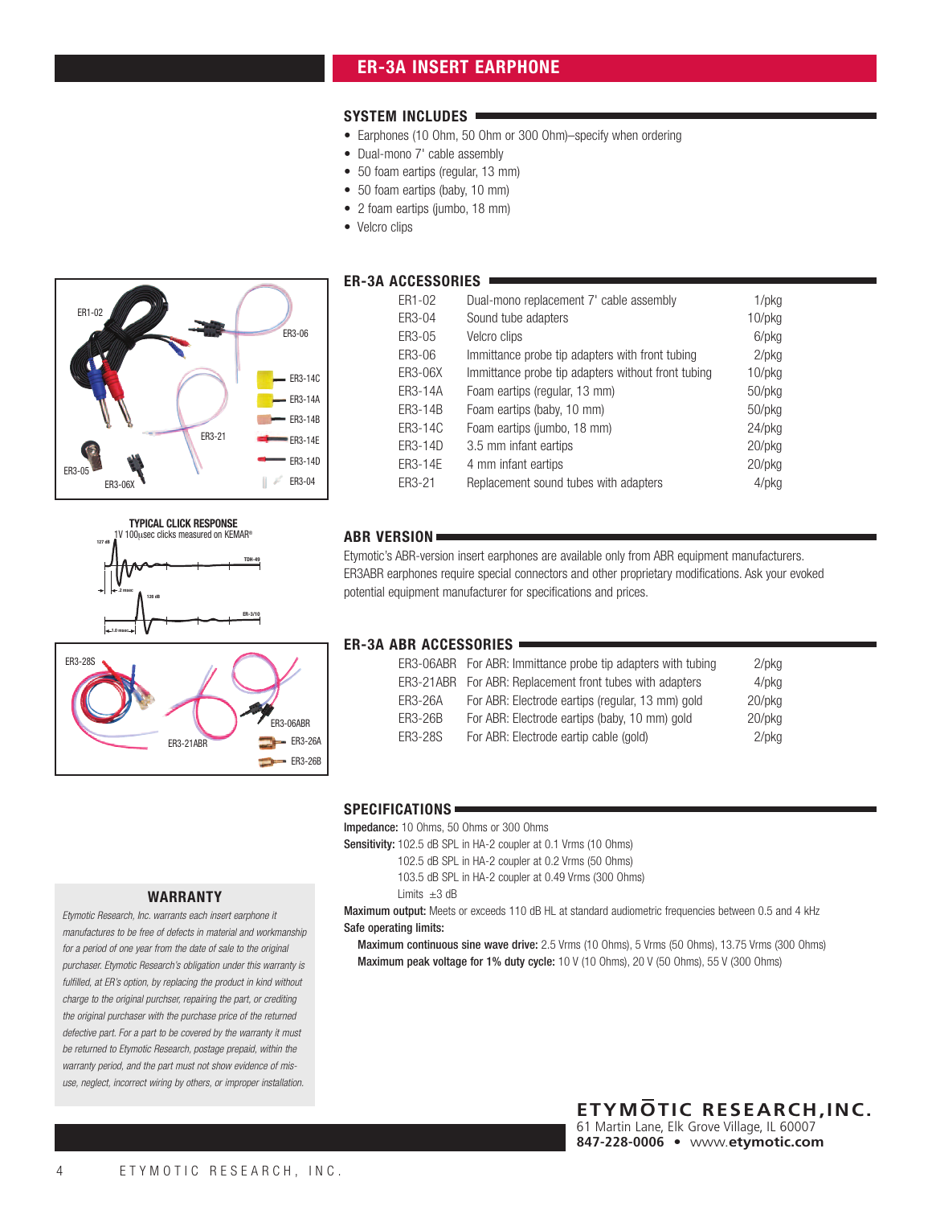# ER-3A INSERT EARPHONE

## SYSTEM INCLUDES

- Earphones (10 Ohm, 50 Ohm or 300 Ohm)–specify when ordering
- Dual-mono 7' cable assembly
- 50 foam eartips (regular, 13 mm)
- 50 foam eartips (baby, 10 mm)
- 2 foam eartips (jumbo, 18 mm)
- Velcro clips

## ER-3A ACCESSORIES

| | | |
|---|---|---|
| ER1-02 | Dual-mono replacement 7' cable assembly | 1/pkg |
| ER3-04 | Sound tube adapters | 10/pkg |
| ER3-05 | Velcro clips | 6/pkg |
| ER3-06 | Immittance probe tip adapters with front tubing | 2/pkg |
| ER3-06X | Immittance probe tip adapters without front tubing | 10/pkg |
| ER3-14A | Foam eartips (regular, 13 mm) | 50/pkg |
| ER3-14B | Foam eartips (baby, 10 mm) | 50/pkg |
| ER3-14C | Foam eartips (jumbo, 18 mm) | 24/pkg |
| ER3-14D | 3.5 mm infant eartips | 20/pkg |
| ER3-14E | 4 mm infant eartips | 20/pkg |
| ER3-21 | Replacement sound tubes with adapters | 4/pkg |

ER1-02 ER3-06 ER3-14C ER3-14A ER3-14B ER3-21 ER3-14E ER3-14D ER3-05 ER3-06X ER3-04

**TYPICAL CLICK RESPONSE**
1V 100μsec clicks measured on KEMAR®
127 dB
TDH-49
2 msec
126 dB
ER-3/10
1.0 msec

ER3-28S ER3-06ABR ER3-21ABR ER3-26A ER3-26B

## ABR VERSION

Etymotic's ABR-version insert earphones are available only from ABR equipment manufacturers. ER3ABR earphones require special connectors and other proprietary modifications. Ask your evoked potential equipment manufacturer for specifications and prices.

## ER-3A ABR ACCESSORIES

| | | |
|---|---|---|
| ER3-06ABR | For ABR: Immittance probe tip adapters with tubing | 2/pkg |
| ER3-21ABR | For ABR: Replacement front tubes with adapters | 4/pkg |
| ER3-26A | For ABR: Electrode eartips (regular, 13 mm) gold | 20/pkg |
| ER3-26B | For ABR: Electrode eartips (baby, 10 mm) gold | 20/pkg |
| ER3-28S | For ABR: Electrode eartip cable (gold) | 2/pkg |

## SPECIFICATIONS

**Impedance:** 10 Ohms, 50 Ohms or 300 Ohms

**Sensitivity:** 102.5 dB SPL in HA-2 coupler at 0.1 Vrms (10 Ohms)
102.5 dB SPL in HA-2 coupler at 0.2 Vrms (50 Ohms)
103.5 dB SPL in HA-2 coupler at 0.49 Vrms (300 Ohms)
Limits ±3 dB

**Maximum output:** Meets or exceeds 110 dB HL at standard audiometric frequencies between 0.5 and 4 kHz

**Safe operating limits:**

**Maximum continuous sine wave drive:** 2.5 Vrms (10 Ohms), 5 Vrms (50 Ohms), 13.75 Vrms (300 Ohms)

**Maximum peak voltage for 1% duty cycle:** 10 V (10 Ohms), 20 V (50 Ohms), 55 V (300 Ohms)

## WARRANTY

*Etymotic Research, Inc. warrants each insert earphone it manufactures to be free of defects in material and workmanship for a period of one year from the date of sale to the original purchaser. Etymotic Research's obligation under this warranty is fulfilled, at ER's option, by replacing the product in kind without charge to the original purchser, repairing the part, or crediting the original purchaser with the purchase price of the returned defective part. For a part to be covered by the warranty it must be returned to Etymotic Research, postage prepaid, within the warranty period, and the part must not show evidence of misuse, neglect, incorrect wiring by others, or improper installation.*

**ETYMŌTIC RESEARCH, INC.**
61 Martin Lane, Elk Grove Village, IL 60007
**847-228-0006** • www.**etymotic.com**